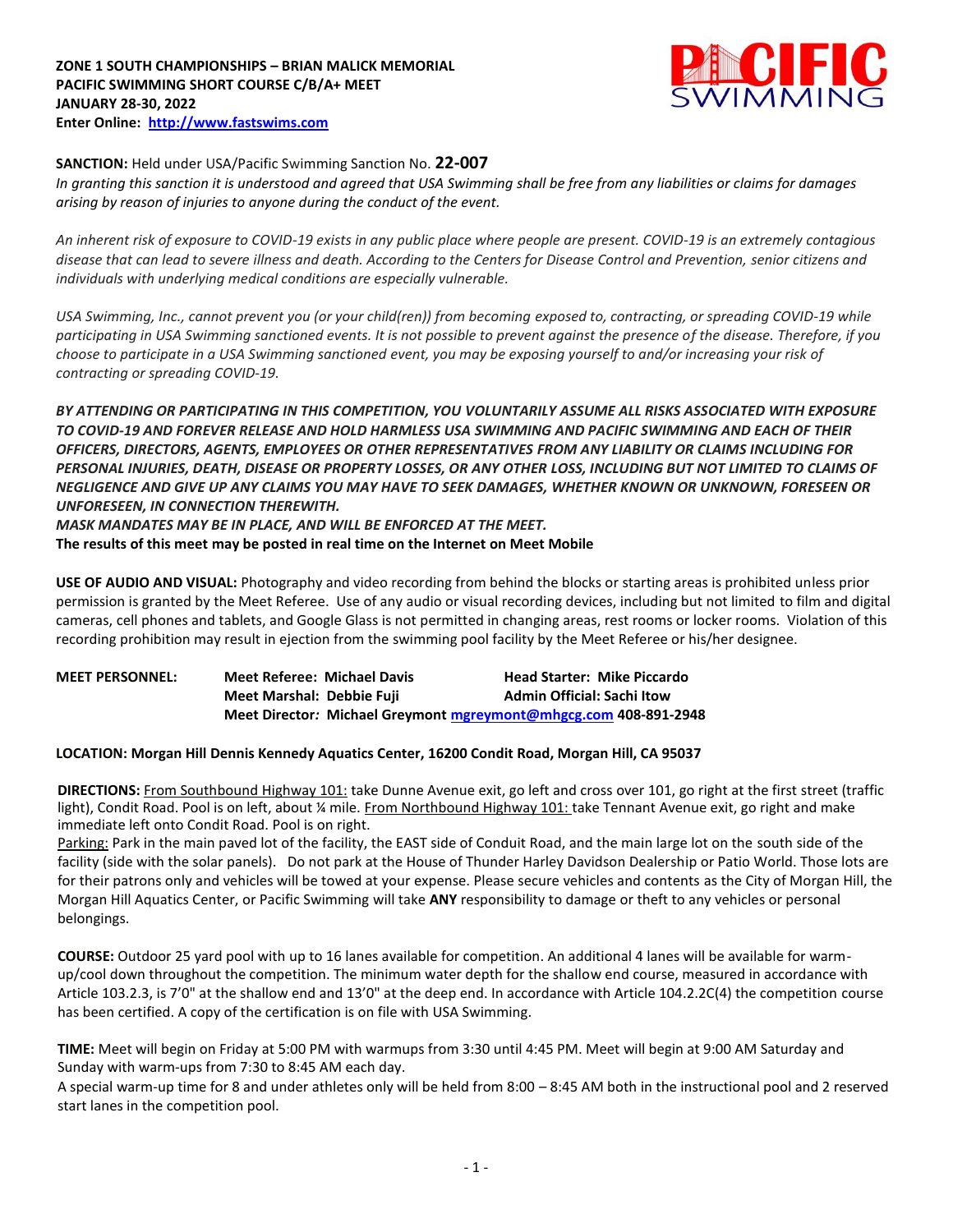**ZONE 1 SOUTH CHAMPIONSHIPS – BRIAN MALICK MEMORIAL**
**PACIFIC SWIMMING SHORT COURSE C/B/A+ MEET**
**JANUARY 28-30, 2022**
**Enter Online: [http://www.fastswims.com](http://www.fastswims.com)**

**SANCTION:** Held under USA/Pacific Swimming Sanction No. **22-007**
*In granting this sanction it is understood and agreed that USA Swimming shall be free from any liabilities or claims for damages arising by reason of injuries to anyone during the conduct of the event.*

*An inherent risk of exposure to COVID-19 exists in any public place where people are present. COVID-19 is an extremely contagious disease that can lead to severe illness and death. According to the Centers for Disease Control and Prevention, senior citizens and individuals with underlying medical conditions are especially vulnerable.*

*USA Swimming, Inc., cannot prevent you (or your child(ren)) from becoming exposed to, contracting, or spreading COVID-19 while participating in USA Swimming sanctioned events. It is not possible to prevent against the presence of the disease. Therefore, if you choose to participate in a USA Swimming sanctioned event, you may be exposing yourself to and/or increasing your risk of contracting or spreading COVID-19.*

***BY ATTENDING OR PARTICIPATING IN THIS COMPETITION, YOU VOLUNTARILY ASSUME ALL RISKS ASSOCIATED WITH EXPOSURE TO COVID-19 AND FOREVER RELEASE AND HOLD HARMLESS USA SWIMMING AND PACIFIC SWIMMING AND EACH OF THEIR OFFICERS, DIRECTORS, AGENTS, EMPLOYEES OR OTHER REPRESENTATIVES FROM ANY LIABILITY OR CLAIMS INCLUDING FOR PERSONAL INJURIES, DEATH, DISEASE OR PROPERTY LOSSES, OR ANY OTHER LOSS, INCLUDING BUT NOT LIMITED TO CLAIMS OF NEGLIGENCE AND GIVE UP ANY CLAIMS YOU MAY HAVE TO SEEK DAMAGES, WHETHER KNOWN OR UNKNOWN, FORESEEN OR UNFORESEEN, IN CONNECTION THEREWITH.***
***MASK MANDATES MAY BE IN PLACE, AND WILL BE ENFORCED AT THE MEET.***
**The results of this meet may be posted in real time on the Internet on Meet Mobile**

**USE OF AUDIO AND VISUAL:** Photography and video recording from behind the blocks or starting areas is prohibited unless prior permission is granted by the Meet Referee. Use of any audio or visual recording devices, including but not limited to film and digital cameras, cell phones and tablets, and Google Glass is not permitted in changing areas, rest rooms or locker rooms. Violation of this recording prohibition may result in ejection from the swimming pool facility by the Meet Referee or his/her designee.

**MEET PERSONNEL:** **Meet Referee: Michael Davis** **Head Starter: Mike Piccardo**
**Meet Marshal: Debbie Fuji** **Admin Official: Sachi Itow**
**Meet Director*:* Michael Greymont [mgreymont@mhgcg.com](mailto:mgreymont@mhgcg.com) 408-891-2948**

**LOCATION: Morgan Hill Dennis Kennedy Aquatics Center, 16200 Condit Road, Morgan Hill, CA 95037**

**DIRECTIONS:** From Southbound Highway 101: take Dunne Avenue exit, go left and cross over 101, go right at the first street (traffic light), Condit Road. Pool is on left, about ¼ mile. From Northbound Highway 101: take Tennant Avenue exit, go right and make immediate left onto Condit Road. Pool is on right.
Parking: Park in the main paved lot of the facility, the EAST side of Conduit Road, and the main large lot on the south side of the facility (side with the solar panels). Do not park at the House of Thunder Harley Davidson Dealership or Patio World. Those lots are for their patrons only and vehicles will be towed at your expense. Please secure vehicles and contents as the City of Morgan Hill, the Morgan Hill Aquatics Center, or Pacific Swimming will take **ANY** responsibility to damage or theft to any vehicles or personal belongings.

**COURSE:** Outdoor 25 yard pool with up to 16 lanes available for competition. An additional 4 lanes will be available for warm-up/cool down throughout the competition. The minimum water depth for the shallow end course, measured in accordance with Article 103.2.3, is 7'0" at the shallow end and 13'0" at the deep end. In accordance with Article 104.2.2C(4) the competition course has been certified. A copy of the certification is on file with USA Swimming.

**TIME:** Meet will begin on Friday at 5:00 PM with warmups from 3:30 until 4:45 PM. Meet will begin at 9:00 AM Saturday and Sunday with warm-ups from 7:30 to 8:45 AM each day.
A special warm-up time for 8 and under athletes only will be held from 8:00 – 8:45 AM both in the instructional pool and 2 reserved start lanes in the competition pool.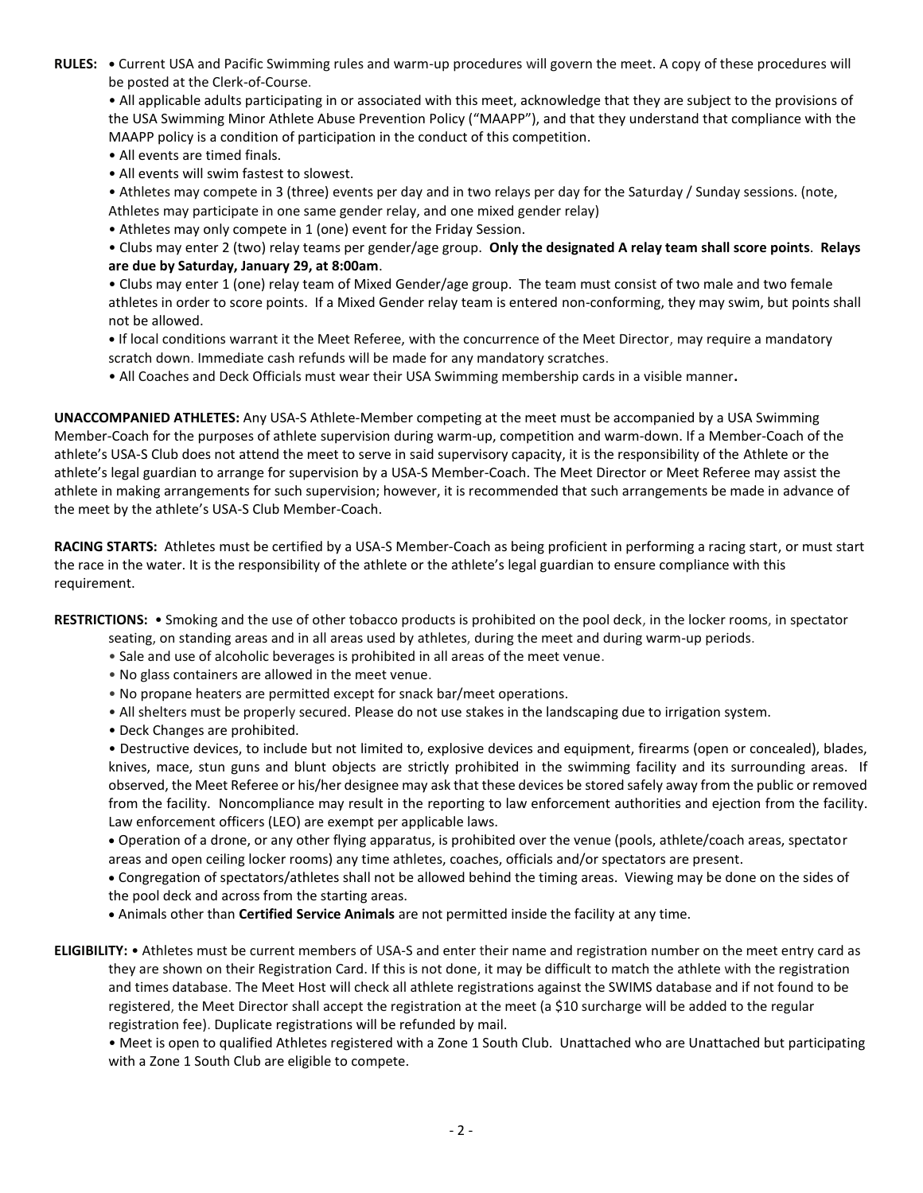**RULES:** • Current USA and Pacific Swimming rules and warm-up procedures will govern the meet. A copy of these procedures will be posted at the Clerk-of-Course.

• All applicable adults participating in or associated with this meet, acknowledge that they are subject to the provisions of the USA Swimming Minor Athlete Abuse Prevention Policy ("MAAPP"), and that they understand that compliance with the MAAPP policy is a condition of participation in the conduct of this competition.

• All events are timed finals.

• All events will swim fastest to slowest.

• Athletes may compete in 3 (three) events per day and in two relays per day for the Saturday / Sunday sessions. (note, Athletes may participate in one same gender relay, and one mixed gender relay)

• Athletes may only compete in 1 (one) event for the Friday Session.

• Clubs may enter 2 (two) relay teams per gender/age group. **Only the designated A relay team shall score points**. **Relays are due by Saturday, January 29, at 8:00am**.

• Clubs may enter 1 (one) relay team of Mixed Gender/age group. The team must consist of two male and two female athletes in order to score points. If a Mixed Gender relay team is entered non-conforming, they may swim, but points shall not be allowed.

• If local conditions warrant it the Meet Referee, with the concurrence of the Meet Director, may require a mandatory scratch down. Immediate cash refunds will be made for any mandatory scratches.

• All Coaches and Deck Officials must wear their USA Swimming membership cards in a visible manner**.**

**UNACCOMPANIED ATHLETES:** Any USA-S Athlete-Member competing at the meet must be accompanied by a USA Swimming Member-Coach for the purposes of athlete supervision during warm-up, competition and warm-down. If a Member-Coach of the athlete's USA-S Club does not attend the meet to serve in said supervisory capacity, it is the responsibility of the Athlete or the athlete's legal guardian to arrange for supervision by a USA-S Member-Coach. The Meet Director or Meet Referee may assist the athlete in making arrangements for such supervision; however, it is recommended that such arrangements be made in advance of the meet by the athlete's USA-S Club Member-Coach.

**RACING STARTS:** Athletes must be certified by a USA-S Member-Coach as being proficient in performing a racing start, or must start the race in the water. It is the responsibility of the athlete or the athlete's legal guardian to ensure compliance with this requirement.

**RESTRICTIONS:** • Smoking and the use of other tobacco products is prohibited on the pool deck, in the locker rooms, in spectator seating, on standing areas and in all areas used by athletes, during the meet and during warm-up periods.

• Sale and use of alcoholic beverages is prohibited in all areas of the meet venue.

• No glass containers are allowed in the meet venue.

• No propane heaters are permitted except for snack bar/meet operations.

• All shelters must be properly secured. Please do not use stakes in the landscaping due to irrigation system.

• Deck Changes are prohibited.

• Destructive devices, to include but not limited to, explosive devices and equipment, firearms (open or concealed), blades, knives, mace, stun guns and blunt objects are strictly prohibited in the swimming facility and its surrounding areas. If observed, the Meet Referee or his/her designee may ask that these devices be stored safely away from the public or removed from the facility. Noncompliance may result in the reporting to law enforcement authorities and ejection from the facility. Law enforcement officers (LEO) are exempt per applicable laws.

• Operation of a drone, or any other flying apparatus, is prohibited over the venue (pools, athlete/coach areas, spectator areas and open ceiling locker rooms) any time athletes, coaches, officials and/or spectators are present.

• Congregation of spectators/athletes shall not be allowed behind the timing areas. Viewing may be done on the sides of the pool deck and across from the starting areas.

• Animals other than **Certified Service Animals** are not permitted inside the facility at any time.

**ELIGIBILITY:** • Athletes must be current members of USA-S and enter their name and registration number on the meet entry card as they are shown on their Registration Card. If this is not done, it may be difficult to match the athlete with the registration and times database. The Meet Host will check all athlete registrations against the SWIMS database and if not found to be registered, the Meet Director shall accept the registration at the meet (a $10 surcharge will be added to the regular registration fee). Duplicate registrations will be refunded by mail.

• Meet is open to qualified Athletes registered with a Zone 1 South Club. Unattached who are Unattached but participating with a Zone 1 South Club are eligible to compete.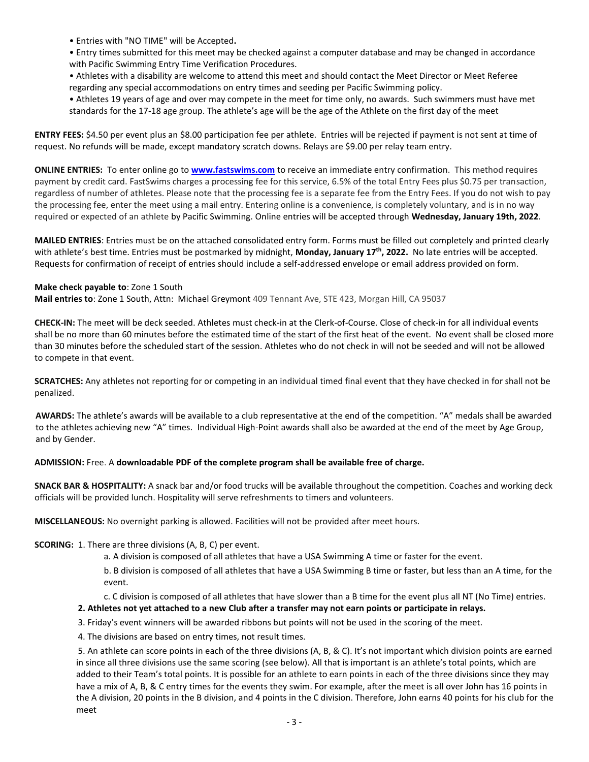- Entries with "NO TIME" will be Accepted**.**
- Entry times submitted for this meet may be checked against a computer database and may be changed in accordance with Pacific Swimming Entry Time Verification Procedures.
- Athletes with a disability are welcome to attend this meet and should contact the Meet Director or Meet Referee regarding any special accommodations on entry times and seeding per Pacific Swimming policy.
- Athletes 19 years of age and over may compete in the meet for time only, no awards. Such swimmers must have met standards for the 17-18 age group. The athlete's age will be the age of the Athlete on the first day of the meet

**ENTRY FEES:** $4.50 per event plus an $8.00 participation fee per athlete. Entries will be rejected if payment is not sent at time of request. No refunds will be made, except mandatory scratch downs. Relays are $9.00 per relay team entry.

**ONLINE ENTRIES:** To enter online go to **www.fastswims.com** to receive an immediate entry confirmation. This method requires payment by credit card. FastSwims charges a processing fee for this service, 6.5% of the total Entry Fees plus $0.75 per transaction, regardless of number of athletes. Please note that the processing fee is a separate fee from the Entry Fees. If you do not wish to pay the processing fee, enter the meet using a mail entry. Entering online is a convenience, is completely voluntary, and is in no way required or expected of an athlete by Pacific Swimming. Online entries will be accepted through **Wednesday, January 19th, 2022**.

**MAILED ENTRIES**: Entries must be on the attached consolidated entry form. Forms must be filled out completely and printed clearly with athlete's best time. Entries must be postmarked by midnight, **Monday, January 17th, 2022.** No late entries will be accepted. Requests for confirmation of receipt of entries should include a self-addressed envelope or email address provided on form.

**Make check payable to**: Zone 1 South
**Mail entries to**: Zone 1 South, Attn: Michael Greymont 409 Tennant Ave, STE 423, Morgan Hill, CA 95037

**CHECK-IN:** The meet will be deck seeded. Athletes must check-in at the Clerk-of-Course. Close of check-in for all individual events shall be no more than 60 minutes before the estimated time of the start of the first heat of the event. No event shall be closed more than 30 minutes before the scheduled start of the session. Athletes who do not check in will not be seeded and will not be allowed to compete in that event.

**SCRATCHES:** Any athletes not reporting for or competing in an individual timed final event that they have checked in for shall not be penalized.

**AWARDS:** The athlete's awards will be available to a club representative at the end of the competition. "A" medals shall be awarded to the athletes achieving new "A" times. Individual High-Point awards shall also be awarded at the end of the meet by Age Group, and by Gender.

**ADMISSION:** Free. A **downloadable PDF of the complete program shall be available free of charge.**

**SNACK BAR & HOSPITALITY:** A snack bar and/or food trucks will be available throughout the competition. Coaches and working deck officials will be provided lunch. Hospitality will serve refreshments to timers and volunteers.

**MISCELLANEOUS:** No overnight parking is allowed. Facilities will not be provided after meet hours.

**SCORING:** 1. There are three divisions (A, B, C) per event.

a. A division is composed of all athletes that have a USA Swimming A time or faster for the event.

b. B division is composed of all athletes that have a USA Swimming B time or faster, but less than an A time, for the event.

c. C division is composed of all athletes that have slower than a B time for the event plus all NT (No Time) entries.

**2. Athletes not yet attached to a new Club after a transfer may not earn points or participate in relays.**

3. Friday's event winners will be awarded ribbons but points will not be used in the scoring of the meet.

4. The divisions are based on entry times, not result times.

5. An athlete can score points in each of the three divisions (A, B, & C). It's not important which division points are earned in since all three divisions use the same scoring (see below). All that is important is an athlete's total points, which are added to their Team's total points. It is possible for an athlete to earn points in each of the three divisions since they may have a mix of A, B, & C entry times for the events they swim. For example, after the meet is all over John has 16 points in the A division, 20 points in the B division, and 4 points in the C division. Therefore, John earns 40 points for his club for the meet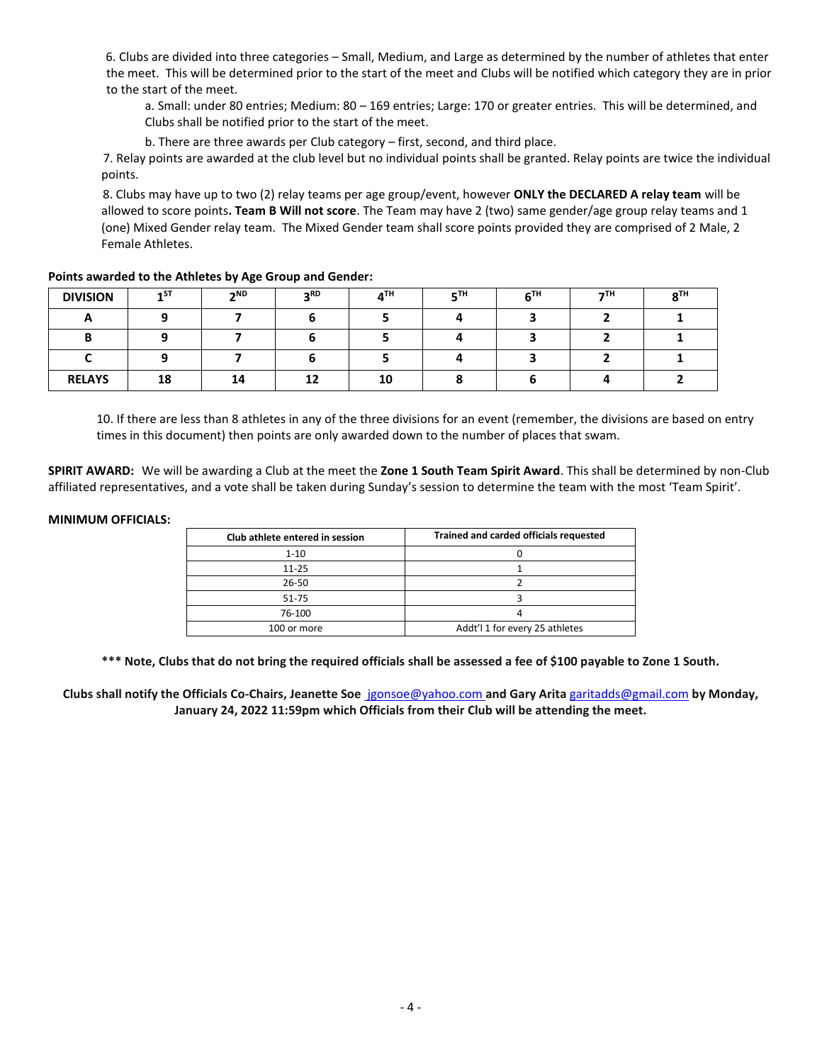6. Clubs are divided into three categories – Small, Medium, and Large as determined by the number of athletes that enter the meet. This will be determined prior to the start of the meet and Clubs will be notified which category they are in prior to the start of the meet.

   a. Small: under 80 entries; Medium: 80 – 169 entries; Large: 170 or greater entries. This will be determined, and Clubs shall be notified prior to the start of the meet.

   b. There are three awards per Club category – first, second, and third place.

7. Relay points are awarded at the club level but no individual points shall be granted. Relay points are twice the individual points.

8. Clubs may have up to two (2) relay teams per age group/event, however **ONLY the DECLARED A relay team** will be allowed to score points**. Team B Will not score**. The Team may have 2 (two) same gender/age group relay teams and 1 (one) Mixed Gender relay team. The Mixed Gender team shall score points provided they are comprised of 2 Male, 2 Female Athletes.

**Points awarded to the Athletes by Age Group and Gender:**

| DIVISION | 1ST | 2ND | 3RD | 4TH | 5TH | 6TH | 7TH | 8TH |
|---|---|---|---|---|---|---|---|---|
| A | 9 | 7 | 6 | 5 | 4 | 3 | 2 | 1 |
| B | 9 | 7 | 6 | 5 | 4 | 3 | 2 | 1 |
| C | 9 | 7 | 6 | 5 | 4 | 3 | 2 | 1 |
| RELAYS | 18 | 14 | 12 | 10 | 8 | 6 | 4 | 2 |

10. If there are less than 8 athletes in any of the three divisions for an event (remember, the divisions are based on entry times in this document) then points are only awarded down to the number of places that swam.

**SPIRIT AWARD:** We will be awarding a Club at the meet the **Zone 1 South Team Spirit Award**. This shall be determined by non-Club affiliated representatives, and a vote shall be taken during Sunday's session to determine the team with the most 'Team Spirit'.

**MINIMUM OFFICIALS:**

| Club athlete entered in session | Trained and carded officials requested |
|---|---|
| 1-10 | 0 |
| 11-25 | 1 |
| 26-50 | 2 |
| 51-75 | 3 |
| 76-100 | 4 |
| 100 or more | Addt'l 1 for every 25 athletes |

**\*\*\* Note, Clubs that do not bring the required officials shall be assessed a fee of $100 payable to Zone 1 South.**

**Clubs shall notify the Officials Co-Chairs, Jeanette Soe** jgonsoe@yahoo.com **and Gary Arita** garitadds@gmail.com **by Monday, January 24, 2022 11:59pm which Officials from their Club will be attending the meet.**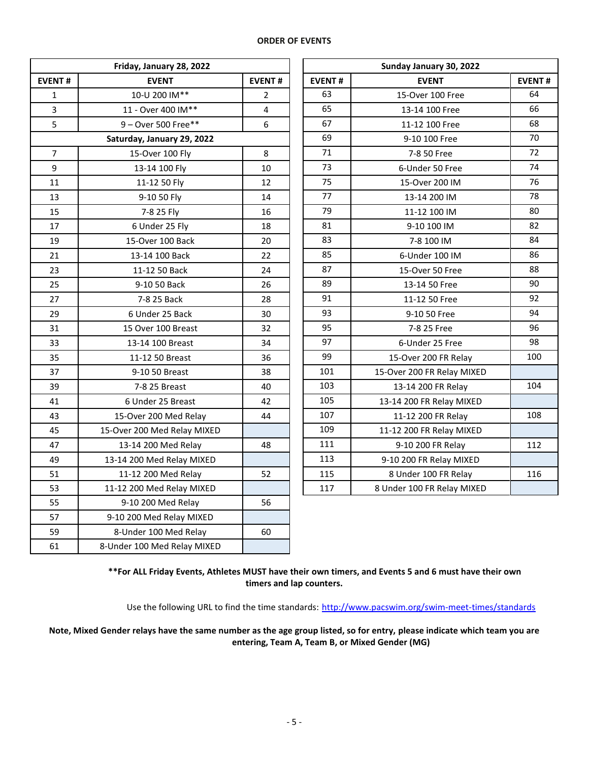**ORDER OF EVENTS**

| EVENT # | EVENT | EVENT # |
|---|---|---|
| **Friday, January 28, 2022** | | |
| 1 | 10-U 200 IM** | 2 |
| 3 | 11 - Over 400 IM** | 4 |
| 5 | 9 – Over 500 Free** | 6 |
| **Saturday, January 29, 2022** | | |
| 7 | 15-Over 100 Fly | 8 |
| 9 | 13-14 100 Fly | 10 |
| 11 | 11-12 50 Fly | 12 |
| 13 | 9-10 50 Fly | 14 |
| 15 | 7-8 25 Fly | 16 |
| 17 | 6 Under 25 Fly | 18 |
| 19 | 15-Over 100 Back | 20 |
| 21 | 13-14 100 Back | 22 |
| 23 | 11-12 50 Back | 24 |
| 25 | 9-10 50 Back | 26 |
| 27 | 7-8 25 Back | 28 |
| 29 | 6 Under 25 Back | 30 |
| 31 | 15 Over 100 Breast | 32 |
| 33 | 13-14 100 Breast | 34 |
| 35 | 11-12 50 Breast | 36 |
| 37 | 9-10 50 Breast | 38 |
| 39 | 7-8 25 Breast | 40 |
| 41 | 6 Under 25 Breast | 42 |
| 43 | 15-Over 200 Med Relay | 44 |
| 45 | 15-Over 200 Med Relay MIXED | |
| 47 | 13-14 200 Med Relay | 48 |
| 49 | 13-14 200 Med Relay MIXED | |
| 51 | 11-12 200 Med Relay | 52 |
| 53 | 11-12 200 Med Relay MIXED | |
| 55 | 9-10 200 Med Relay | 56 |
| 57 | 9-10 200 Med Relay MIXED | |
| 59 | 8-Under 100 Med Relay | 60 |
| 61 | 8-Under 100 Med Relay MIXED | |

| EVENT # | EVENT | EVENT # |
|---|---|---|
| **Sunday January 30, 2022** | | |
| 63 | 15-Over 100 Free | 64 |
| 65 | 13-14 100 Free | 66 |
| 67 | 11-12 100 Free | 68 |
| 69 | 9-10 100 Free | 70 |
| 71 | 7-8 50 Free | 72 |
| 73 | 6-Under 50 Free | 74 |
| 75 | 15-Over 200 IM | 76 |
| 77 | 13-14 200 IM | 78 |
| 79 | 11-12 100 IM | 80 |
| 81 | 9-10 100 IM | 82 |
| 83 | 7-8 100 IM | 84 |
| 85 | 6-Under 100 IM | 86 |
| 87 | 15-Over 50 Free | 88 |
| 89 | 13-14 50 Free | 90 |
| 91 | 11-12 50 Free | 92 |
| 93 | 9-10 50 Free | 94 |
| 95 | 7-8 25 Free | 96 |
| 97 | 6-Under 25 Free | 98 |
| 99 | 15-Over 200 FR Relay | 100 |
| 101 | 15-Over 200 FR Relay MIXED | |
| 103 | 13-14 200 FR Relay | 104 |
| 105 | 13-14 200 FR Relay MIXED | |
| 107 | 11-12 200 FR Relay | 108 |
| 109 | 11-12 200 FR Relay MIXED | |
| 111 | 9-10 200 FR Relay | 112 |
| 113 | 9-10 200 FR Relay MIXED | |
| 115 | 8 Under 100 FR Relay | 116 |
| 117 | 8 Under 100 FR Relay MIXED | |

****For ALL Friday Events, Athletes MUST have their own timers, and Events 5 and 6 must have their own timers and lap counters.**

Use the following URL to find the time standards: http://www.pacswim.org/swim-meet-times/standards

**Note, Mixed Gender relays have the same number as the age group listed, so for entry, please indicate which team you are entering, Team A, Team B, or Mixed Gender (MG)**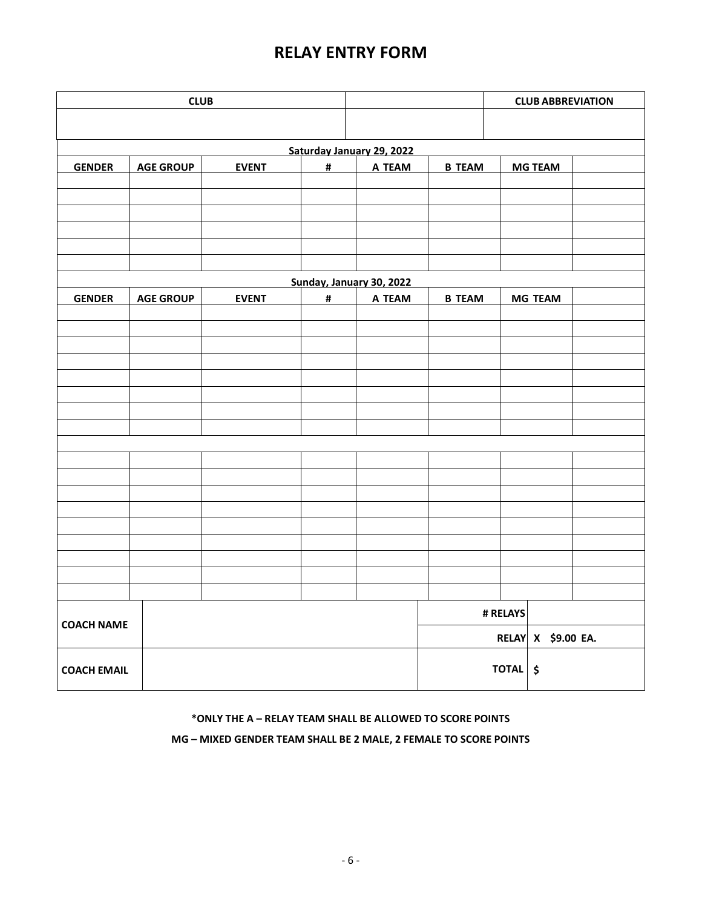# RELAY ENTRY FORM

| CLUB | | CLUB ABBREVIATION |
|---|---|---|
| | | |

| GENDER | AGE GROUP | EVENT | # | A TEAM | B TEAM | MG TEAM | |
|---|---|---|---|---|---|---|---|
| **Saturday January 29, 2022** | | | | | | | |
| **GENDER** | **AGE GROUP** | **EVENT** | **#** | **A TEAM** | **B TEAM** | **MG TEAM** | |
| | | | | | | | |
| | | | | | | | |
| | | | | | | | |
| | | | | | | | |
| | | | | | | | |
| | | | | | | | |
| **Sunday, January 30, 2022** | | | | | | | |
| **GENDER** | **AGE GROUP** | **EVENT** | **#** | **A TEAM** | **B TEAM** | **MG TEAM** | |
| | | | | | | | |
| | | | | | | | |
| | | | | | | | |
| | | | | | | | |
| | | | | | | | |
| | | | | | | | |
| | | | | | | | |
| | | | | | | | |
| | | | | | | | |
| | | | | | | | |
| | | | | | | | |
| | | | | | | | |
| | | | | | | | |
| | | | | | | | |
| | | | | | | | |
| | | | | | | | |
| | | | | | | | |

| COACH NAME | | # RELAYS | |
|---|---|---|---|
| | | RELAY | X $9.00 EA. |
| COACH EMAIL | | TOTAL | $ |

**\*ONLY THE A – RELAY TEAM SHALL BE ALLOWED TO SCORE POINTS**

**MG – MIXED GENDER TEAM SHALL BE 2 MALE, 2 FEMALE TO SCORE POINTS**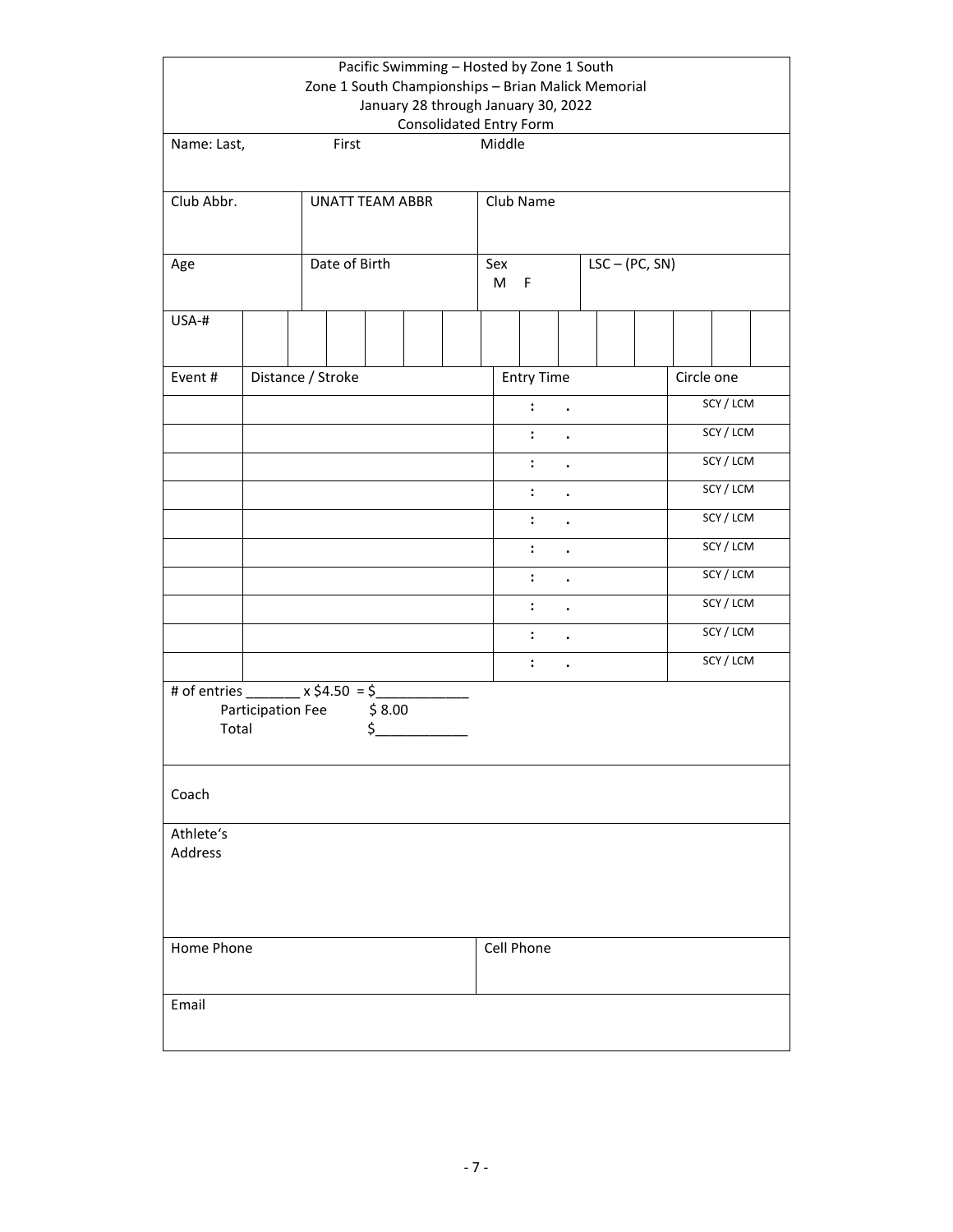Pacific Swimming – Hosted by Zone 1 South
Zone 1 South Championships – Brian Malick Memorial
January 28 through January 30, 2022
Consolidated Entry Form

| | | | |
|---|---|---|---|
| Name: Last, | First | Middle | |
| Club Abbr. | UNATT TEAM ABBR | Club Name | |
| Age | Date of Birth | Sex M F | LSC – (PC, SN) |
| USA-# | | | |

| Event # | Distance / Stroke | Entry Time | Circle one |
|---|---|---|---|
| | | : . | SCY / LCM |
| | | : . | SCY / LCM |
| | | : . | SCY / LCM |
| | | : . | SCY / LCM |
| | | : . | SCY / LCM |
| | | : . | SCY / LCM |
| | | : . | SCY / LCM |
| | | : . | SCY / LCM |
| | | : . | SCY / LCM |
| | | : . | SCY / LCM |

# of entries _______ x $4.50 = $____________
Participation Fee $ 8.00
Total $____________

| | |
|---|---|
| Coach | |
| Athlete's Address | |
| Home Phone | Cell Phone |
| Email | |